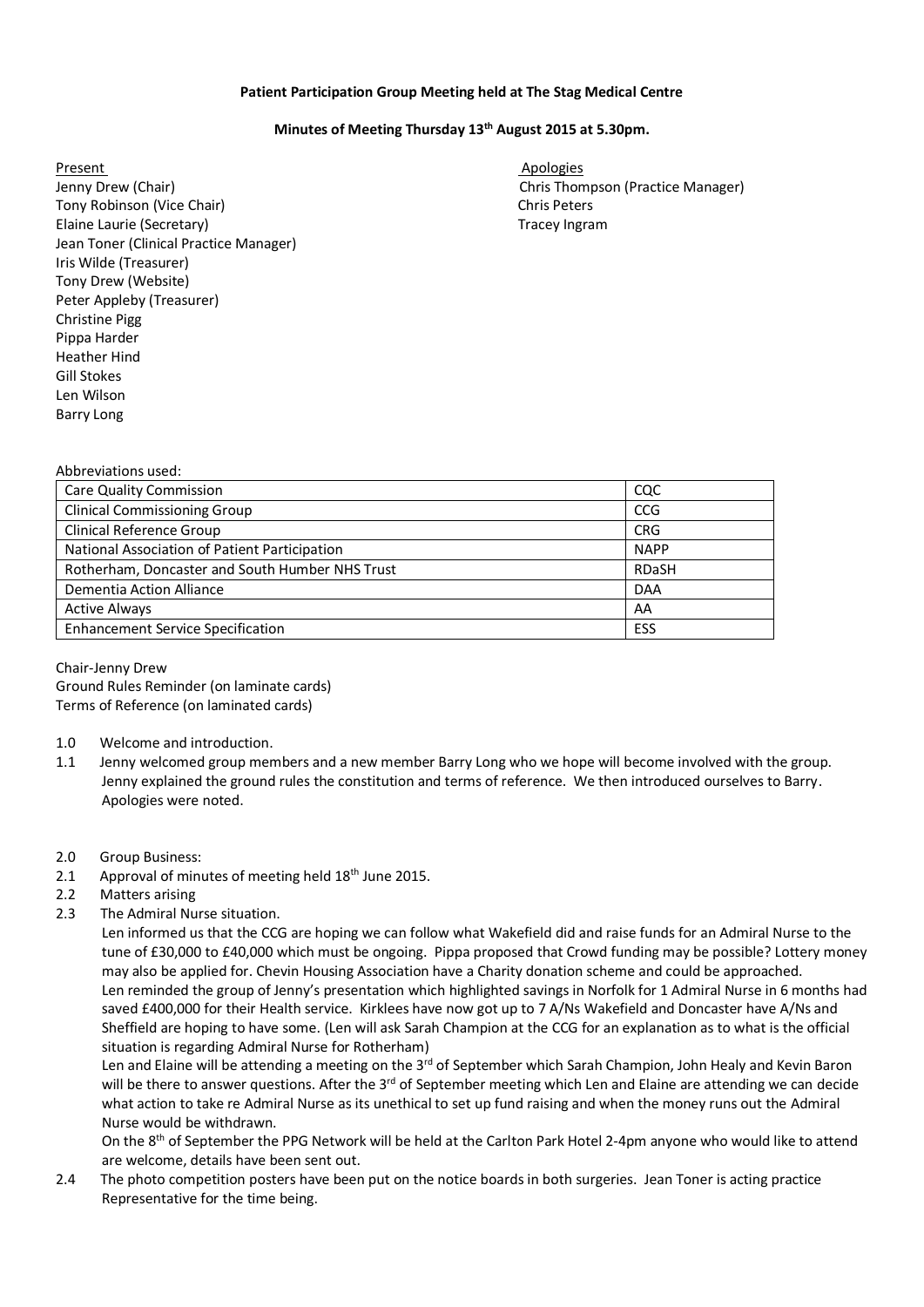**Patient Participation Group Meeting held at The Stag Medical Centre**

**Minutes of Meeting Thursday 13th August 2015 at 5.30pm.**

Present
Jenny Drew (Chair)
Tony Robinson (Vice Chair)
Elaine Laurie (Secretary)
Jean Toner (Clinical Practice Manager)
Iris Wilde (Treasurer)
Tony Drew (Website)
Peter Appleby (Treasurer)
Christine Pigg
Pippa Harder
Heather Hind
Gill Stokes
Len Wilson
Barry Long

Apologies
Chris Thompson (Practice Manager)
Chris Peters
Tracey Ingram

Abbreviations used:

| | |
|---|---|
| Care Quality Commission | CQC |
| Clinical Commissioning Group | CCG |
| Clinical Reference Group | CRG |
| National Association of Patient Participation | NAPP |
| Rotherham, Doncaster and South Humber NHS Trust | RDaSH |
| Dementia Action Alliance | DAA |
| Active Always | AA |
| Enhancement Service Specification | ESS |

Chair-Jenny Drew
Ground Rules Reminder (on laminate cards)
Terms of Reference (on laminated cards)

1.0 Welcome and introduction.

1.1 Jenny welcomed group members and a new member Barry Long who we hope will become involved with the group. Jenny explained the ground rules the constitution and terms of reference. We then introduced ourselves to Barry. Apologies were noted.

2.0 Group Business:

2.1 Approval of minutes of meeting held 18th June 2015.

2.2 Matters arising

2.3 The Admiral Nurse situation.
Len informed us that the CCG are hoping we can follow what Wakefield did and raise funds for an Admiral Nurse to the tune of £30,000 to £40,000 which must be ongoing. Pippa proposed that Crowd funding may be possible? Lottery money may also be applied for. Chevin Housing Association have a Charity donation scheme and could be approached.
Len reminded the group of Jenny's presentation which highlighted savings in Norfolk for 1 Admiral Nurse in 6 months had saved £400,000 for their Health service. Kirklees have now got up to 7 A/Ns Wakefield and Doncaster have A/Ns and Sheffield are hoping to have some. (Len will ask Sarah Champion at the CCG for an explanation as to what is the official situation is regarding Admiral Nurse for Rotherham)
Len and Elaine will be attending a meeting on the 3rd of September which Sarah Champion, John Healy and Kevin Baron will be there to answer questions. After the 3rd of September meeting which Len and Elaine are attending we can decide what action to take re Admiral Nurse as its unethical to set up fund raising and when the money runs out the Admiral Nurse would be withdrawn.
On the 8th of September the PPG Network will be held at the Carlton Park Hotel 2-4pm anyone who would like to attend are welcome, details have been sent out.

2.4 The photo competition posters have been put on the notice boards in both surgeries. Jean Toner is acting practice Representative for the time being.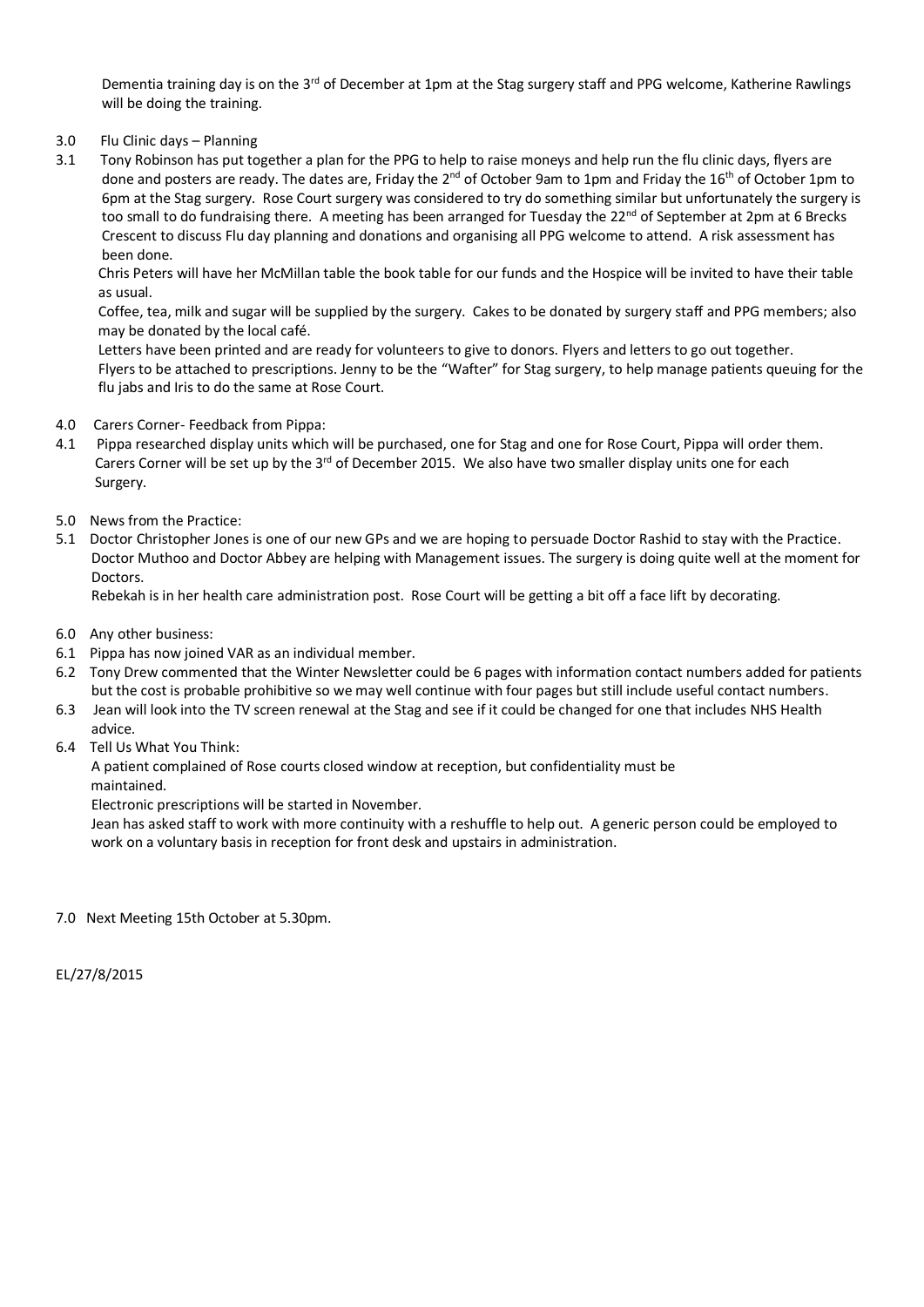Dementia training day is on the 3rd of December at 1pm at the Stag surgery staff and PPG welcome, Katherine Rawlings will be doing the training.

3.0 Flu Clinic days – Planning

3.1 Tony Robinson has put together a plan for the PPG to help to raise moneys and help run the flu clinic days, flyers are done and posters are ready. The dates are, Friday the 2nd of October 9am to 1pm and Friday the 16th of October 1pm to 6pm at the Stag surgery. Rose Court surgery was considered to try do something similar but unfortunately the surgery is too small to do fundraising there. A meeting has been arranged for Tuesday the 22nd of September at 2pm at 6 Brecks Crescent to discuss Flu day planning and donations and organising all PPG welcome to attend. A risk assessment has been done.

Chris Peters will have her McMillan table the book table for our funds and the Hospice will be invited to have their table as usual.

Coffee, tea, milk and sugar will be supplied by the surgery. Cakes to be donated by surgery staff and PPG members; also may be donated by the local café.

Letters have been printed and are ready for volunteers to give to donors. Flyers and letters to go out together.

Flyers to be attached to prescriptions. Jenny to be the "Wafter" for Stag surgery, to help manage patients queuing for the flu jabs and Iris to do the same at Rose Court.

4.0 Carers Corner- Feedback from Pippa:

4.1 Pippa researched display units which will be purchased, one for Stag and one for Rose Court, Pippa will order them. Carers Corner will be set up by the 3rd of December 2015. We also have two smaller display units one for each Surgery.

5.0 News from the Practice:

5.1 Doctor Christopher Jones is one of our new GPs and we are hoping to persuade Doctor Rashid to stay with the Practice. Doctor Muthoo and Doctor Abbey are helping with Management issues. The surgery is doing quite well at the moment for Doctors.

Rebekah is in her health care administration post. Rose Court will be getting a bit off a face lift by decorating.

6.0 Any other business:

6.1 Pippa has now joined VAR as an individual member.

6.2 Tony Drew commented that the Winter Newsletter could be 6 pages with information contact numbers added for patients but the cost is probable prohibitive so we may well continue with four pages but still include useful contact numbers.

6.3 Jean will look into the TV screen renewal at the Stag and see if it could be changed for one that includes NHS Health advice.

6.4 Tell Us What You Think:

A patient complained of Rose courts closed window at reception, but confidentiality must be maintained.

Electronic prescriptions will be started in November.

Jean has asked staff to work with more continuity with a reshuffle to help out. A generic person could be employed to work on a voluntary basis in reception for front desk and upstairs in administration.

7.0 Next Meeting 15th October at 5.30pm.

EL/27/8/2015